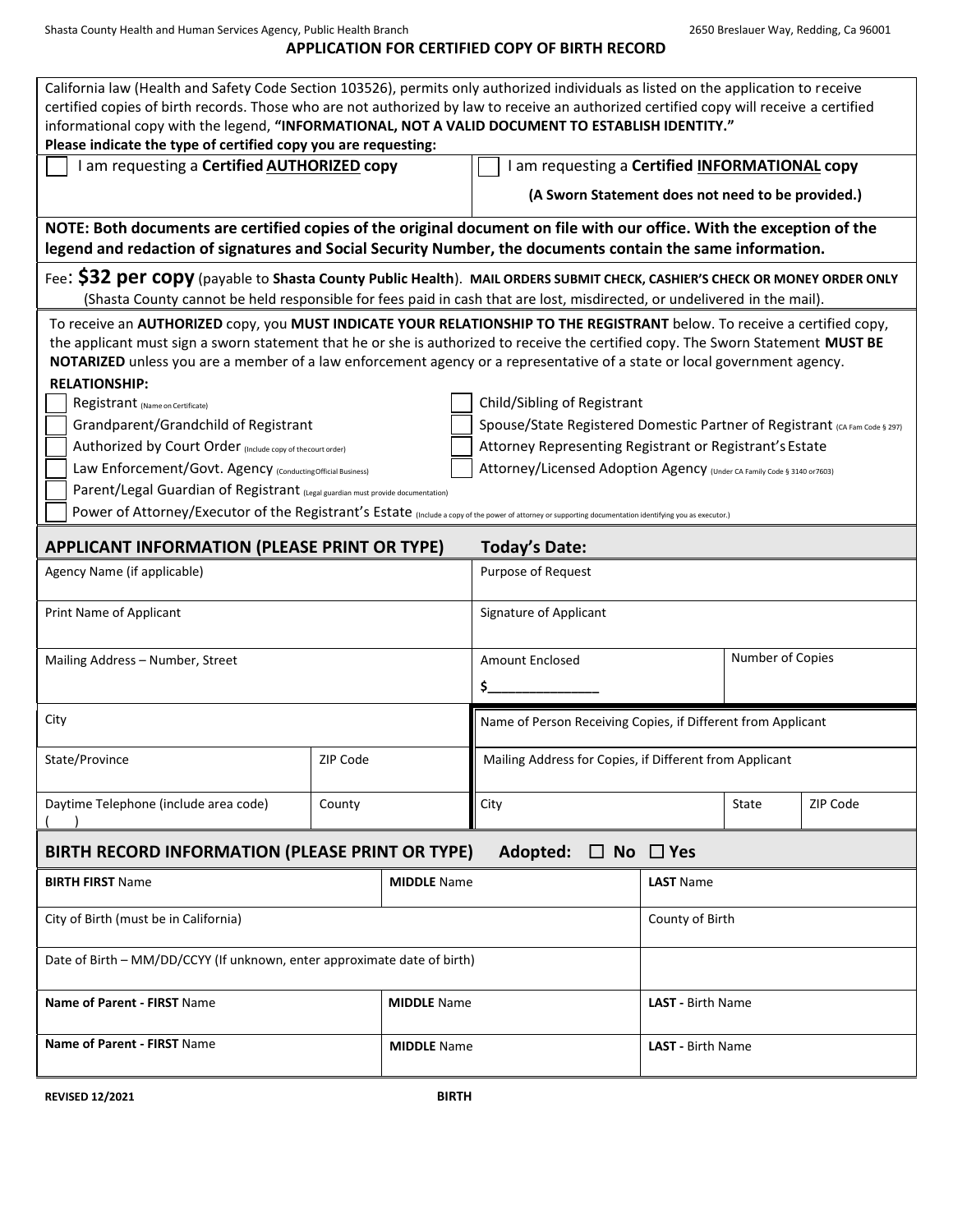Shasta County Health and Human Services Agency, Public Health Branch    2650 Breslauer Way, Redding, Ca 96001

# APPLICATION FOR CERTIFIED COPY OF BIRTH RECORD

California law (Health and Safety Code Section 103526), permits only authorized individuals as listed on the application to receive certified copies of birth records. Those who are not authorized by law to receive an authorized certified copy will receive a certified informational copy with the legend, **"INFORMATIONAL, NOT A VALID DOCUMENT TO ESTABLISH IDENTITY."**

**Please indicate the type of certified copy you are requesting:**

☐ I am requesting a **Certified AUTHORIZED copy**

☐ I am requesting a **Certified INFORMATIONAL copy**
**(A Sworn Statement does not need to be provided.)**

**NOTE: Both documents are certified copies of the original document on file with our office. With the exception of the legend and redaction of signatures and Social Security Number, the documents contain the same information.**

Fee: **$32 per copy** (payable to **Shasta County Public Health**). **MAIL ORDERS SUBMIT CHECK, CASHIER'S CHECK OR MONEY ORDER ONLY** (Shasta County cannot be held responsible for fees paid in cash that are lost, misdirected, or undelivered in the mail).

To receive an **AUTHORIZED** copy, you **MUST INDICATE YOUR RELATIONSHIP TO THE REGISTRANT** below. To receive a certified copy, the applicant must sign a sworn statement that he or she is authorized to receive the certified copy. The Sworn Statement **MUST BE NOTARIZED** unless you are a member of a law enforcement agency or a representative of a state or local government agency.

**RELATIONSHIP:**

- ☐ Registrant (Name on Certificate)
- ☐ Grandparent/Grandchild of Registrant
- ☐ Authorized by Court Order (Include copy of the court order)
- ☐ Law Enforcement/Govt. Agency (Conducting Official Business)
- ☐ Parent/Legal Guardian of Registrant (Legal guardian must provide documentation)
- ☐ Power of Attorney/Executor of the Registrant's Estate (Include a copy of the power of attorney or supporting documentation identifying you as executor.)
- ☐ Child/Sibling of Registrant
- ☐ Spouse/State Registered Domestic Partner of Registrant (CA Fam Code § 297)
- ☐ Attorney Representing Registrant or Registrant's Estate
- ☐ Attorney/Licensed Adoption Agency (Under CA Family Code § 3140 or 7603)

## APPLICANT INFORMATION (PLEASE PRINT OR TYPE) Today's Date:

| | | | |
|---|---|---|---|
| Agency Name (if applicable) | | Purpose of Request | |
| Print Name of Applicant | | Signature of Applicant | |
| Mailing Address – Number, Street | | Amount Enclosed $______________ | Number of Copies |
| City | | Name of Person Receiving Copies, if Different from Applicant | |
| State/Province | ZIP Code | Mailing Address for Copies, if Different from Applicant | |
| Daytime Telephone (include area code) ( ) | County | City | State / ZIP Code |

## BIRTH RECORD INFORMATION (PLEASE PRINT OR TYPE) Adopted: ☐ No ☐ Yes

| | | |
|---|---|---|
| **BIRTH FIRST** Name | **MIDDLE** Name | **LAST** Name |
| City of Birth (must be in California) | | County of Birth |
| Date of Birth – MM/DD/CCYY (If unknown, enter approximate date of birth) | | |
| **Name of Parent - FIRST** Name | **MIDDLE** Name | **LAST -** Birth Name |
| **Name of Parent - FIRST** Name | **MIDDLE** Name | **LAST -** Birth Name |

**REVISED 12/2021** **BIRTH**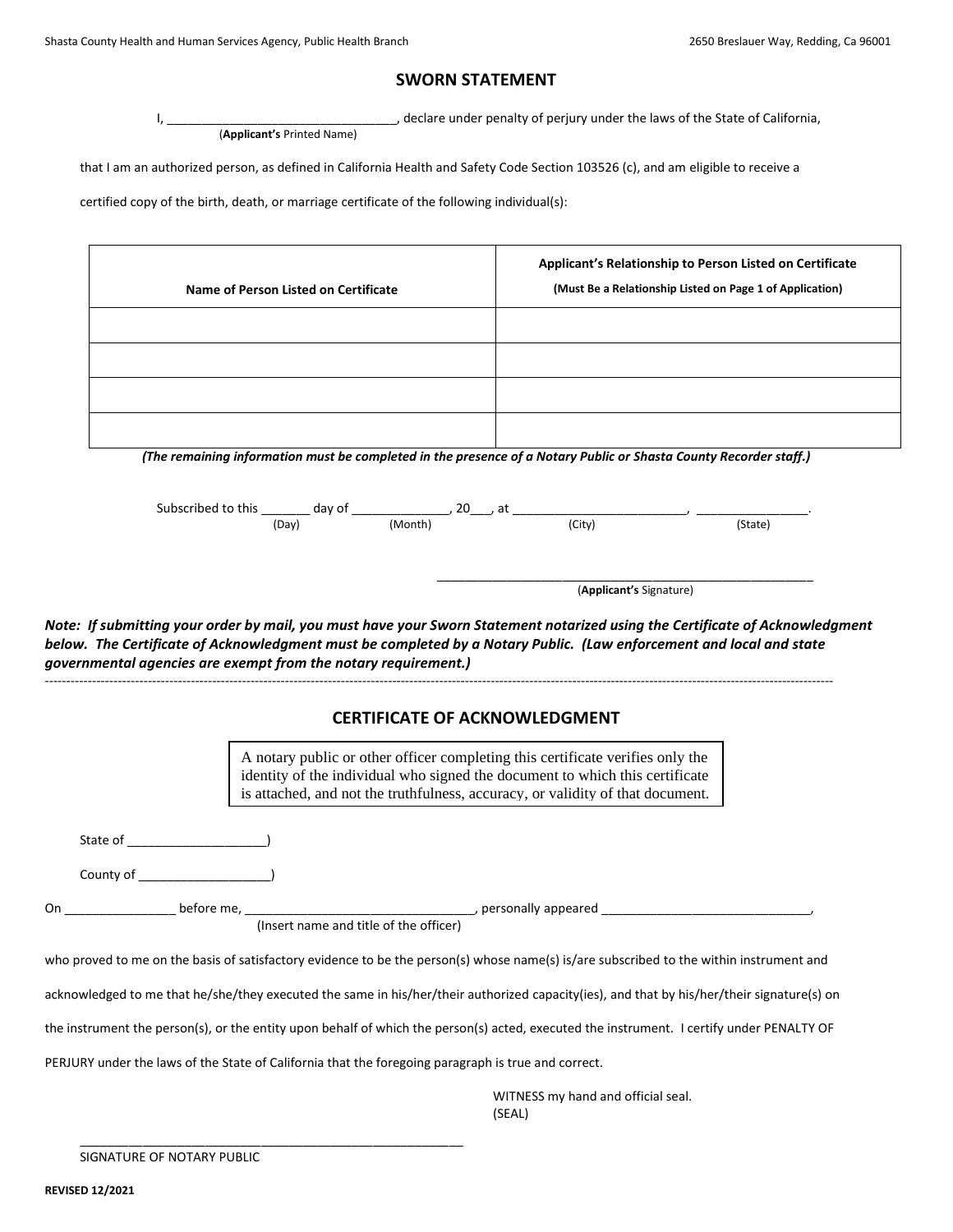# SWORN STATEMENT

I, ________________________________, declare under penalty of perjury under the laws of the State of California,
(**Applicant's** Printed Name)

that I am an authorized person, as defined in California Health and Safety Code Section 103526 (c), and am eligible to receive a certified copy of the birth, death, or marriage certificate of the following individual(s):

| Name of Person Listed on Certificate | Applicant's Relationship to Person Listed on Certificate (Must Be a Relationship Listed on Page 1 of Application) |
|---|---|
| | |
| | |
| | |
| | |

***(The remaining information must be completed in the presence of a Notary Public or Shasta County Recorder staff.)***

Subscribed to this _______ day of ______________, 20___, at _________________________, ________________.
(Day) (Month) (City) (State)

_______________________________________________________
(**Applicant's** Signature)

***Note: If submitting your order by mail, you must have your Sworn Statement notarized using the Certificate of Acknowledgment below. The Certificate of Acknowledgment must be completed by a Notary Public. (Law enforcement and local and state governmental agencies are exempt from the notary requirement.)***

---

## CERTIFICATE OF ACKNOWLEDGMENT

A notary public or other officer completing this certificate verifies only the identity of the individual who signed the document to which this certificate is attached, and not the truthfulness, accuracy, or validity of that document.

State of ___________________)

County of __________________)

On _______________ before me, ________________________________, personally appeared ______________________________,
(Insert name and title of the officer)

who proved to me on the basis of satisfactory evidence to be the person(s) whose name(s) is/are subscribed to the within instrument and acknowledged to me that he/she/they executed the same in his/her/their authorized capacity(ies), and that by his/her/their signature(s) on the instrument the person(s), or the entity upon behalf of which the person(s) acted, executed the instrument. I certify under PENALTY OF PERJURY under the laws of the State of California that the foregoing paragraph is true and correct.

WITNESS my hand and official seal.
(SEAL)

_________________________________________________________
SIGNATURE OF NOTARY PUBLIC

**REVISED 12/2021**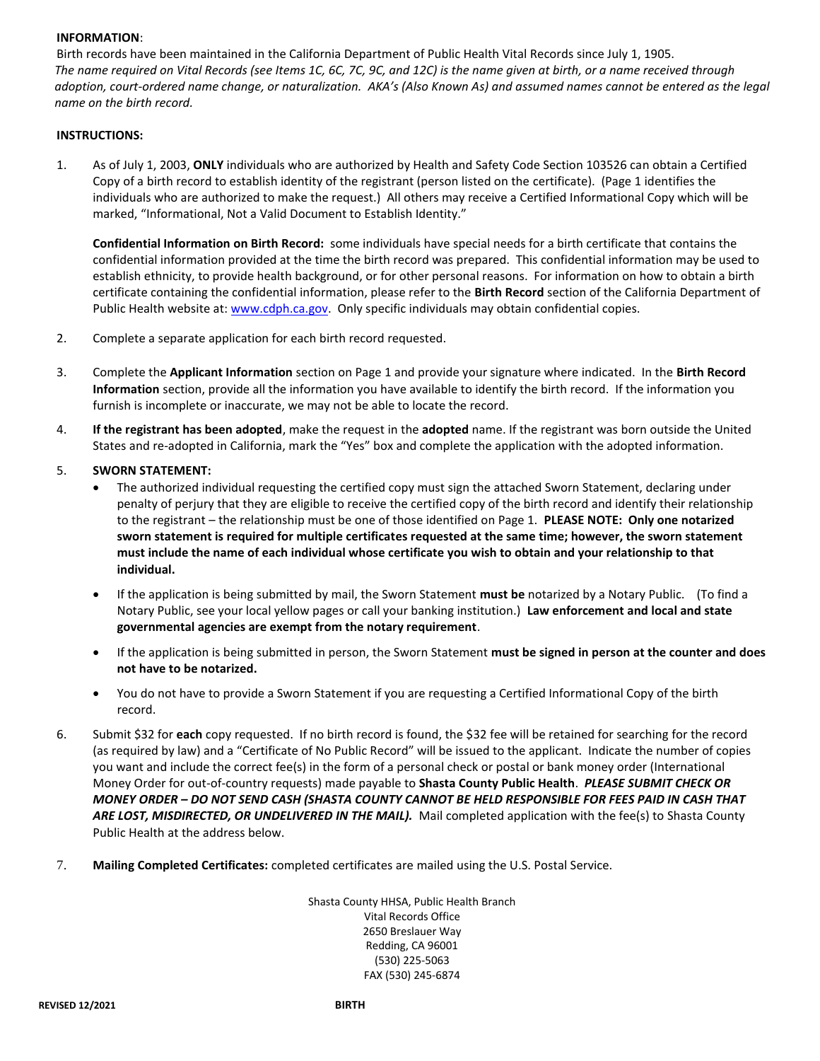**INFORMATION**:

Birth records have been maintained in the California Department of Public Health Vital Records since July 1, 1905.
*The name required on Vital Records (see Items 1C, 6C, 7C, 9C, and 12C) is the name given at birth, or a name received through adoption, court-ordered name change, or naturalization. AKA's (Also Known As) and assumed names cannot be entered as the legal name on the birth record.*

**INSTRUCTIONS:**

1. As of July 1, 2003, **ONLY** individuals who are authorized by Health and Safety Code Section 103526 can obtain a Certified Copy of a birth record to establish identity of the registrant (person listed on the certificate). (Page 1 identifies the individuals who are authorized to make the request.) All others may receive a Certified Informational Copy which will be marked, "Informational, Not a Valid Document to Establish Identity."

   **Confidential Information on Birth Record:** some individuals have special needs for a birth certificate that contains the confidential information provided at the time the birth record was prepared. This confidential information may be used to establish ethnicity, to provide health background, or for other personal reasons. For information on how to obtain a birth certificate containing the confidential information, please refer to the **Birth Record** section of the California Department of Public Health website at: www.cdph.ca.gov. Only specific individuals may obtain confidential copies.

2. Complete a separate application for each birth record requested.

3. Complete the **Applicant Information** section on Page 1 and provide your signature where indicated. In the **Birth Record Information** section, provide all the information you have available to identify the birth record. If the information you furnish is incomplete or inaccurate, we may not be able to locate the record.

4. **If the registrant has been adopted**, make the request in the **adopted** name. If the registrant was born outside the United States and re-adopted in California, mark the "Yes" box and complete the application with the adopted information.

5. **SWORN STATEMENT:**
   - The authorized individual requesting the certified copy must sign the attached Sworn Statement, declaring under penalty of perjury that they are eligible to receive the certified copy of the birth record and identify their relationship to the registrant – the relationship must be one of those identified on Page 1. **PLEASE NOTE: Only one notarized sworn statement is required for multiple certificates requested at the same time; however, the sworn statement must include the name of each individual whose certificate you wish to obtain and your relationship to that individual.**
   - If the application is being submitted by mail, the Sworn Statement **must be** notarized by a Notary Public. (To find a Notary Public, see your local yellow pages or call your banking institution.) **Law enforcement and local and state governmental agencies are exempt from the notary requirement**.
   - If the application is being submitted in person, the Sworn Statement **must be signed in person at the counter and does not have to be notarized.**
   - You do not have to provide a Sworn Statement if you are requesting a Certified Informational Copy of the birth record.

6. Submit $32 for **each** copy requested. If no birth record is found, the $32 fee will be retained for searching for the record (as required by law) and a "Certificate of No Public Record" will be issued to the applicant. Indicate the number of copies you want and include the correct fee(s) in the form of a personal check or postal or bank money order (International Money Order for out-of-country requests) made payable to **Shasta County Public Health**. ***PLEASE SUBMIT CHECK OR MONEY ORDER – DO NOT SEND CASH (SHASTA COUNTY CANNOT BE HELD RESPONSIBLE FOR FEES PAID IN CASH THAT ARE LOST, MISDIRECTED, OR UNDELIVERED IN THE MAIL).*** Mail completed application with the fee(s) to Shasta County Public Health at the address below.

7. **Mailing Completed Certificates:** completed certificates are mailed using the U.S. Postal Service.

Shasta County HHSA, Public Health Branch
Vital Records Office
2650 Breslauer Way
Redding, CA 96001
(530) 225-5063
FAX (530) 245-6874

**REVISED 12/2021** **BIRTH**